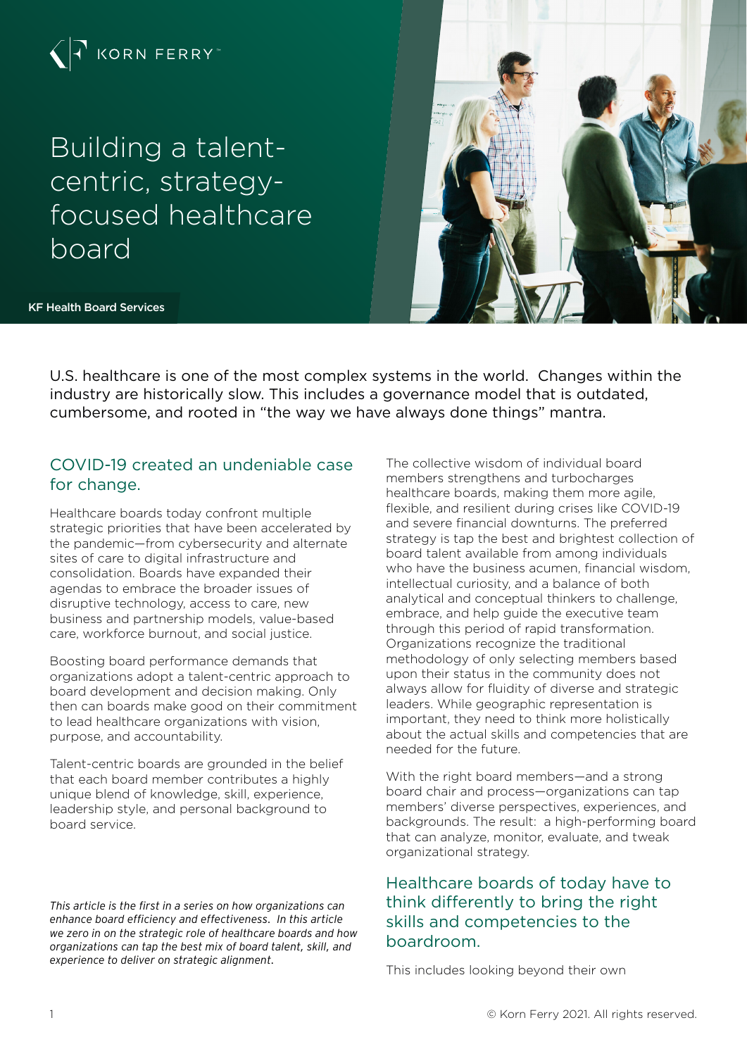KORN FERRY

# Building a talent-centric, strategy-focused healthcare board

KF Health Board Services

U.S. healthcare is one of the most complex systems in the world. Changes within the industry are historically slow. This includes a governance model that is outdated, cumbersome, and rooted in "the way we have always done things" mantra.

## COVID-19 created an undeniable case for change.

Healthcare boards today confront multiple strategic priorities that have been accelerated by the pandemic—from cybersecurity and alternate sites of care to digital infrastructure and consolidation. Boards have expanded their agendas to embrace the broader issues of disruptive technology, access to care, new business and partnership models, value-based care, workforce burnout, and social justice.

Boosting board performance demands that organizations adopt a talent-centric approach to board development and decision making. Only then can boards make good on their commitment to lead healthcare organizations with vision, purpose, and accountability.

Talent-centric boards are grounded in the belief that each board member contributes a highly unique blend of knowledge, skill, experience, leadership style, and personal background to board service.

*This article is the first in a series on how organizations can enhance board efficiency and effectiveness. In this article we zero in on the strategic role of healthcare boards and how organizations can tap the best mix of board talent, skill, and experience to deliver on strategic alignment.*

The collective wisdom of individual board members strengthens and turbocharges healthcare boards, making them more agile, flexible, and resilient during crises like COVID-19 and severe financial downturns. The preferred strategy is tap the best and brightest collection of board talent available from among individuals who have the business acumen, financial wisdom, intellectual curiosity, and a balance of both analytical and conceptual thinkers to challenge, embrace, and help guide the executive team through this period of rapid transformation. Organizations recognize the traditional methodology of only selecting members based upon their status in the community does not always allow for fluidity of diverse and strategic leaders. While geographic representation is important, they need to think more holistically about the actual skills and competencies that are needed for the future.

With the right board members—and a strong board chair and process—organizations can tap members' diverse perspectives, experiences, and backgrounds. The result: a high-performing board that can analyze, monitor, evaluate, and tweak organizational strategy.

## Healthcare boards of today have to think differently to bring the right skills and competencies to the boardroom.

This includes looking beyond their own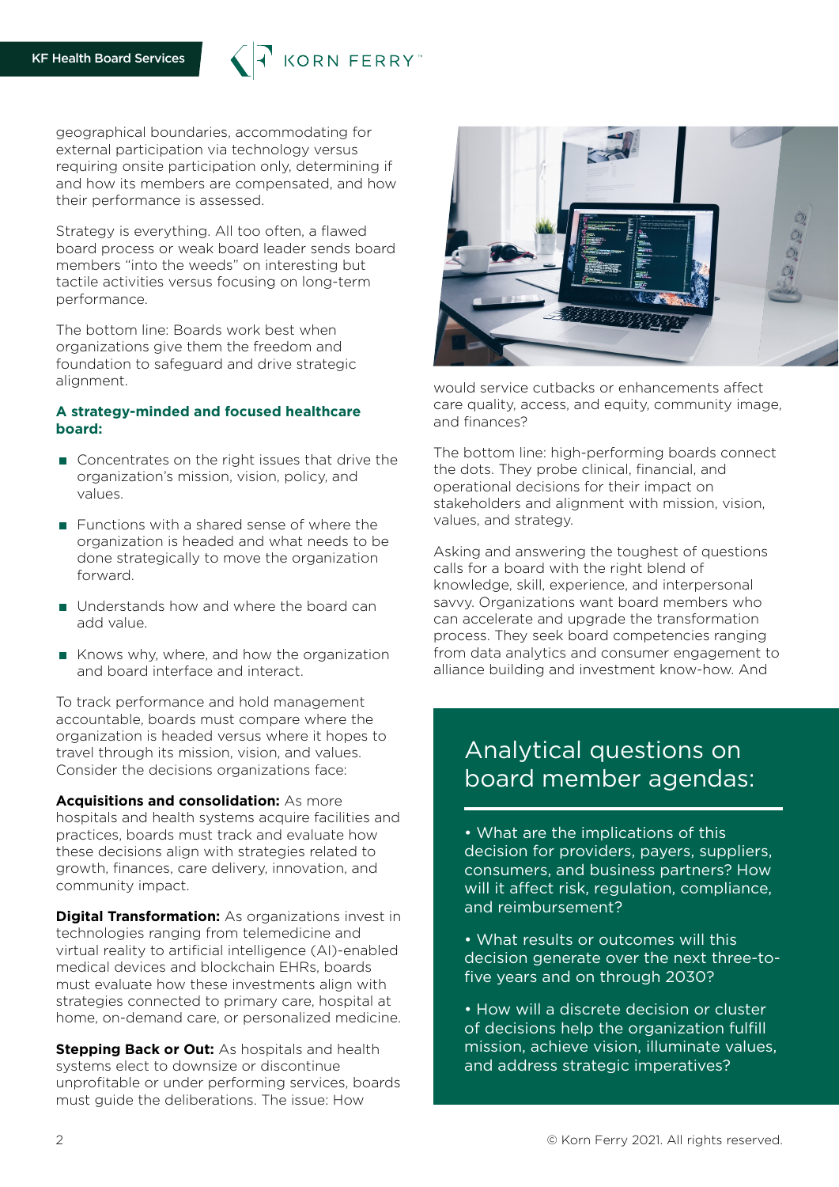geographical boundaries, accommodating for external participation via technology versus requiring onsite participation only, determining if and how its members are compensated, and how their performance is assessed.

Strategy is everything. All too often, a flawed board process or weak board leader sends board members "into the weeds" on interesting but tactile activities versus focusing on long-term performance.

The bottom line: Boards work best when organizations give them the freedom and foundation to safeguard and drive strategic alignment.

**A strategy-minded and focused healthcare board:**

- Concentrates on the right issues that drive the organization's mission, vision, policy, and values.
- Functions with a shared sense of where the organization is headed and what needs to be done strategically to move the organization forward.
- Understands how and where the board can add value.
- Knows why, where, and how the organization and board interface and interact.

To track performance and hold management accountable, boards must compare where the organization is headed versus where it hopes to travel through its mission, vision, and values. Consider the decisions organizations face:

**Acquisitions and consolidation:** As more hospitals and health systems acquire facilities and practices, boards must track and evaluate how these decisions align with strategies related to growth, finances, care delivery, innovation, and community impact.

**Digital Transformation:** As organizations invest in technologies ranging from telemedicine and virtual reality to artificial intelligence (AI)-enabled medical devices and blockchain EHRs, boards must evaluate how these investments align with strategies connected to primary care, hospital at home, on-demand care, or personalized medicine.

**Stepping Back or Out:** As hospitals and health systems elect to downsize or discontinue unprofitable or under performing services, boards must guide the deliberations. The issue: How would service cutbacks or enhancements affect care quality, access, and equity, community image, and finances?

The bottom line: high-performing boards connect the dots. They probe clinical, financial, and operational decisions for their impact on stakeholders and alignment with mission, vision, values, and strategy.

Asking and answering the toughest of questions calls for a board with the right blend of knowledge, skill, experience, and interpersonal savvy. Organizations want board members who can accelerate and upgrade the transformation process. They seek board competencies ranging from data analytics and consumer engagement to alliance building and investment know-how. And

## Analytical questions on board member agendas:

- What are the implications of this decision for providers, payers, suppliers, consumers, and business partners? How will it affect risk, regulation, compliance, and reimbursement?
- What results or outcomes will this decision generate over the next three-to-five years and on through 2030?
- How will a discrete decision or cluster of decisions help the organization fulfill mission, achieve vision, illuminate values, and address strategic imperatives?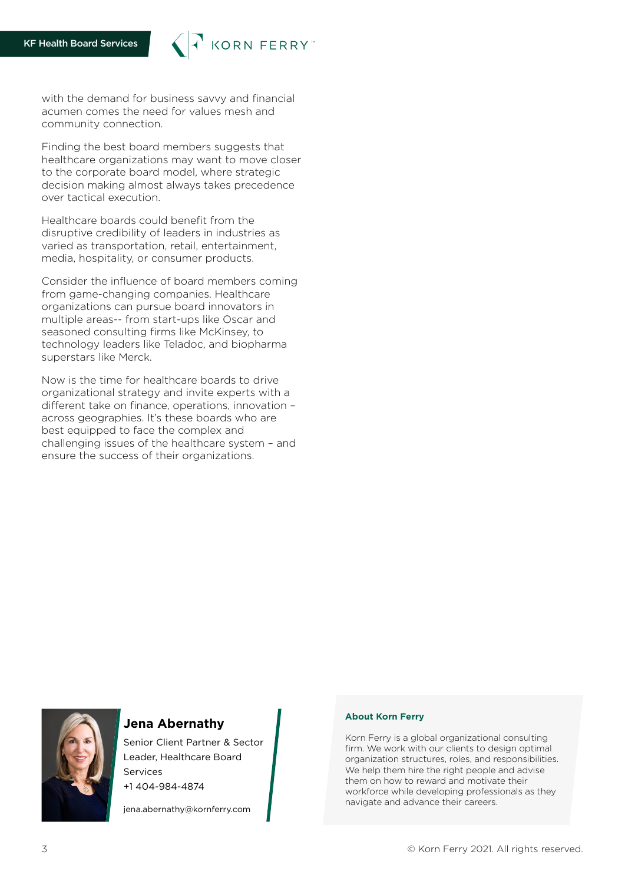with the demand for business savvy and financial acumen comes the need for values mesh and community connection.

Finding the best board members suggests that healthcare organizations may want to move closer to the corporate board model, where strategic decision making almost always takes precedence over tactical execution.

Healthcare boards could benefit from the disruptive credibility of leaders in industries as varied as transportation, retail, entertainment, media, hospitality, or consumer products.

Consider the influence of board members coming from game-changing companies. Healthcare organizations can pursue board innovators in multiple areas-- from start-ups like Oscar and seasoned consulting firms like McKinsey, to technology leaders like Teladoc, and biopharma superstars like Merck.

Now is the time for healthcare boards to drive organizational strategy and invite experts with a different take on finance, operations, innovation – across geographies. It's these boards who are best equipped to face the complex and challenging issues of the healthcare system – and ensure the success of their organizations.

**Jena Abernathy**
Senior Client Partner & Sector Leader, Healthcare Board Services
+1 404-984-4874

jena.abernathy@kornferry.com

**About Korn Ferry**

Korn Ferry is a global organizational consulting firm. We work with our clients to design optimal organization structures, roles, and responsibilities. We help them hire the right people and advise them on how to reward and motivate their workforce while developing professionals as they navigate and advance their careers.

© Korn Ferry 2021. All rights reserved.